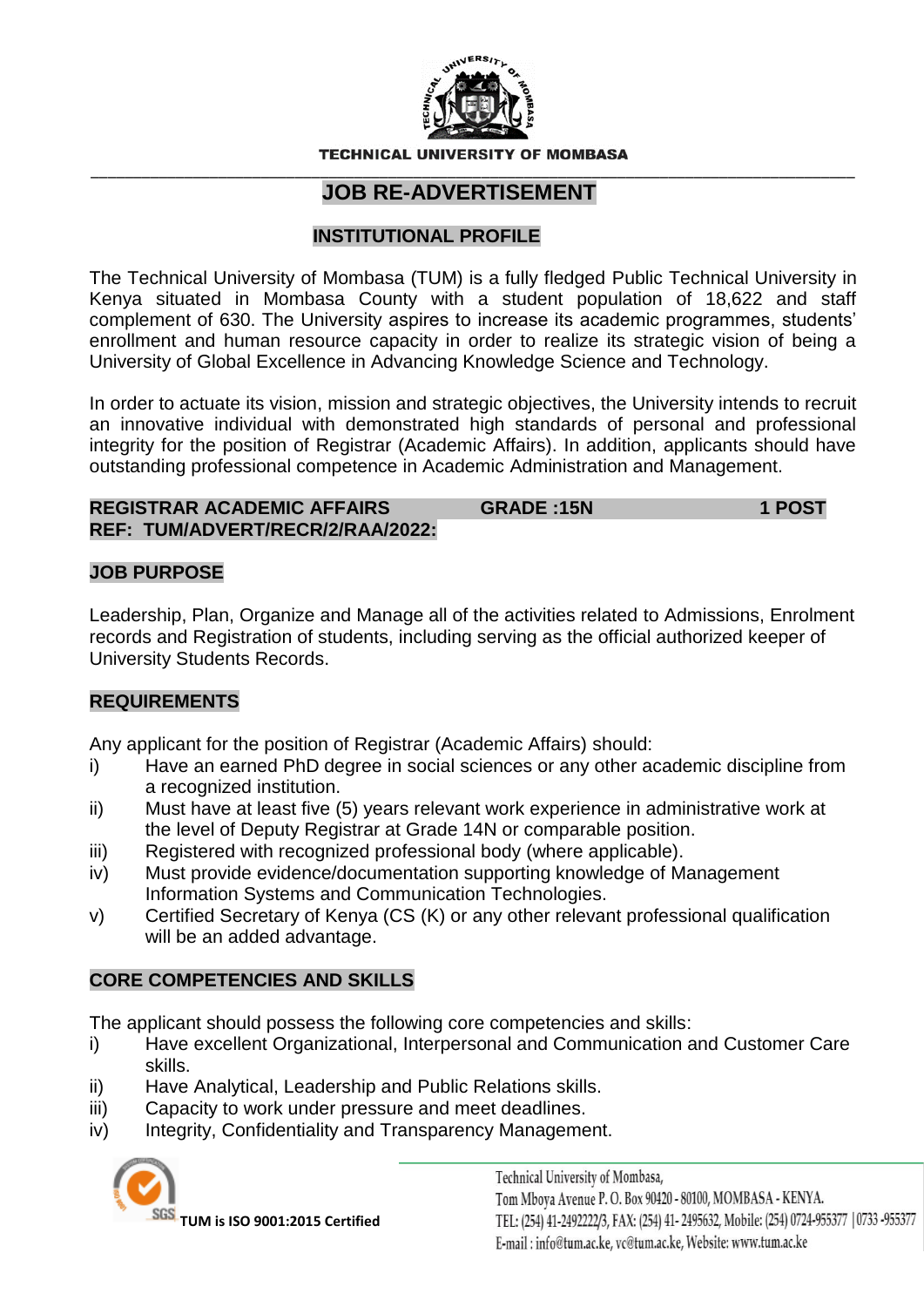**TECHNICAL UNIVERSITY OF MOMBASA**

# JOB RE-ADVERTISEMENT

## INSTITUTIONAL PROFILE

The Technical University of Mombasa (TUM) is a fully fledged Public Technical University in Kenya situated in Mombasa County with a student population of 18,622 and staff complement of 630. The University aspires to increase its academic programmes, students' enrollment and human resource capacity in order to realize its strategic vision of being a University of Global Excellence in Advancing Knowledge Science and Technology.

In order to actuate its vision, mission and strategic objectives, the University intends to recruit an innovative individual with demonstrated high standards of personal and professional integrity for the position of Registrar (Academic Affairs). In addition, applicants should have outstanding professional competence in Academic Administration and Management.

**REGISTRAR ACADEMIC AFFAIRS GRADE :15N 1 POST**
**REF: TUM/ADVERT/RECR/2/RAA/2022:**

## JOB PURPOSE

Leadership, Plan, Organize and Manage all of the activities related to Admissions, Enrolment records and Registration of students, including serving as the official authorized keeper of University Students Records.

## REQUIREMENTS

Any applicant for the position of Registrar (Academic Affairs) should:

i) Have an earned PhD degree in social sciences or any other academic discipline from a recognized institution.
ii) Must have at least five (5) years relevant work experience in administrative work at the level of Deputy Registrar at Grade 14N or comparable position.
iii) Registered with recognized professional body (where applicable).
iv) Must provide evidence/documentation supporting knowledge of Management Information Systems and Communication Technologies.
v) Certified Secretary of Kenya (CS (K) or any other relevant professional qualification will be an added advantage.

## CORE COMPETENCIES AND SKILLS

The applicant should possess the following core competencies and skills:

i) Have excellent Organizational, Interpersonal and Communication and Customer Care skills.
ii) Have Analytical, Leadership and Public Relations skills.
iii) Capacity to work under pressure and meet deadlines.
iv) Integrity, Confidentiality and Transparency Management.

TUM is ISO 9001:2015 Certified

Technical University of Mombasa,
Tom Mboya Avenue P. O. Box 90420 - 80100, MOMBASA - KENYA.
TEL: (254) 41-2492222/3, FAX: (254) 41- 2495632, Mobile: (254) 0724-955377 | 0733 -955377
E-mail : info@tum.ac.ke, vc@tum.ac.ke, Website: www.tum.ac.ke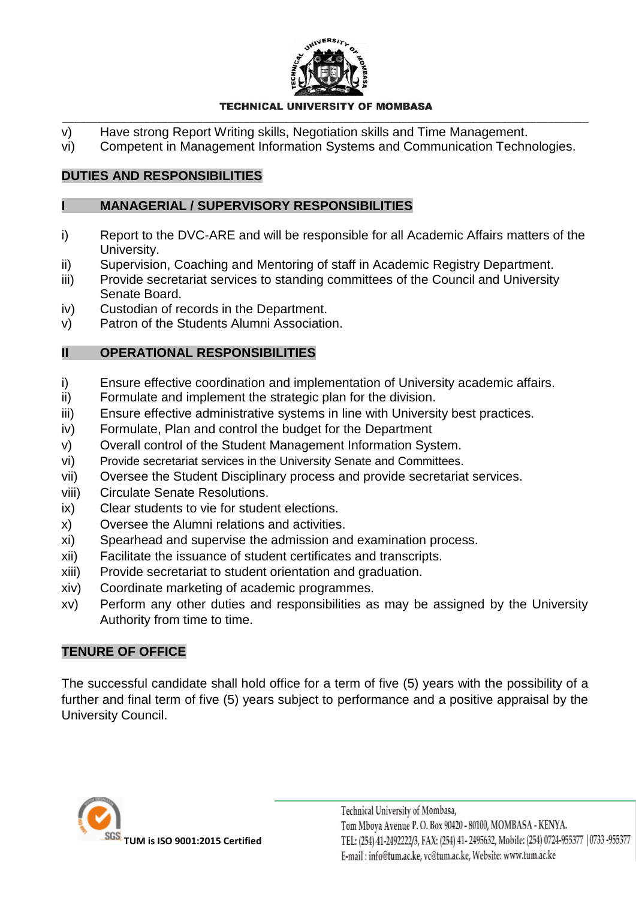v) Have strong Report Writing skills, Negotiation skills and Time Management.
vi) Competent in Management Information Systems and Communication Technologies.

## DUTIES AND RESPONSIBILITIES

### I MANAGERIAL / SUPERVISORY RESPONSIBILITIES

i) Report to the DVC-ARE and will be responsible for all Academic Affairs matters of the University.
ii) Supervision, Coaching and Mentoring of staff in Academic Registry Department.
iii) Provide secretariat services to standing committees of the Council and University Senate Board.
iv) Custodian of records in the Department.
v) Patron of the Students Alumni Association.

### II OPERATIONAL RESPONSIBILITIES

i) Ensure effective coordination and implementation of University academic affairs.
ii) Formulate and implement the strategic plan for the division.
iii) Ensure effective administrative systems in line with University best practices.
iv) Formulate, Plan and control the budget for the Department
v) Overall control of the Student Management Information System.
vi) Provide secretariat services in the University Senate and Committees.
vii) Oversee the Student Disciplinary process and provide secretariat services.
viii) Circulate Senate Resolutions.
ix) Clear students to vie for student elections.
x) Oversee the Alumni relations and activities.
xi) Spearhead and supervise the admission and examination process.
xii) Facilitate the issuance of student certificates and transcripts.
xiii) Provide secretariat to student orientation and graduation.
xiv) Coordinate marketing of academic programmes.
xv) Perform any other duties and responsibilities as may be assigned by the University Authority from time to time.

## TENURE OF OFFICE

The successful candidate shall hold office for a term of five (5) years with the possibility of a further and final term of five (5) years subject to performance and a positive appraisal by the University Council.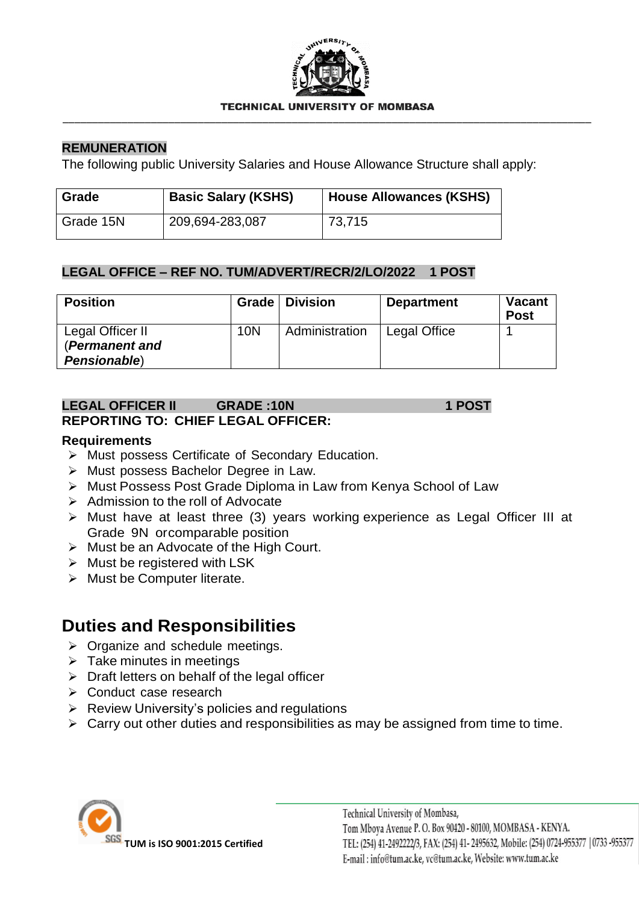## REMUNERATION

The following public University Salaries and House Allowance Structure shall apply:

| Grade | Basic Salary (KSHS) | House Allowances (KSHS) |
|---|---|---|
| Grade 15N | 209,694-283,087 | 73,715 |

## LEGAL OFFICE – REF NO. TUM/ADVERT/RECR/2/LO/2022 1 POST

| Position | Grade | Division | Department | Vacant Post |
|---|---|---|---|---|
| Legal Officer II (***Permanent and Pensionable***) | 10N | Administration | Legal Office | 1 |

**LEGAL OFFICER II GRADE :10N 1 POST**

**REPORTING TO: CHIEF LEGAL OFFICER:**

**Requirements**

- Must possess Certificate of Secondary Education.
- Must possess Bachelor Degree in Law.
- Must Possess Post Grade Diploma in Law from Kenya School of Law
- Admission to the roll of Advocate
- Must have at least three (3) years working experience as Legal Officer III at Grade 9N orcomparable position
- Must be an Advocate of the High Court.
- Must be registered with LSK
- Must be Computer literate.

## Duties and Responsibilities

- Organize and schedule meetings.
- Take minutes in meetings
- Draft letters on behalf of the legal officer
- Conduct case research
- Review University's policies and regulations
- Carry out other duties and responsibilities as may be assigned from time to time.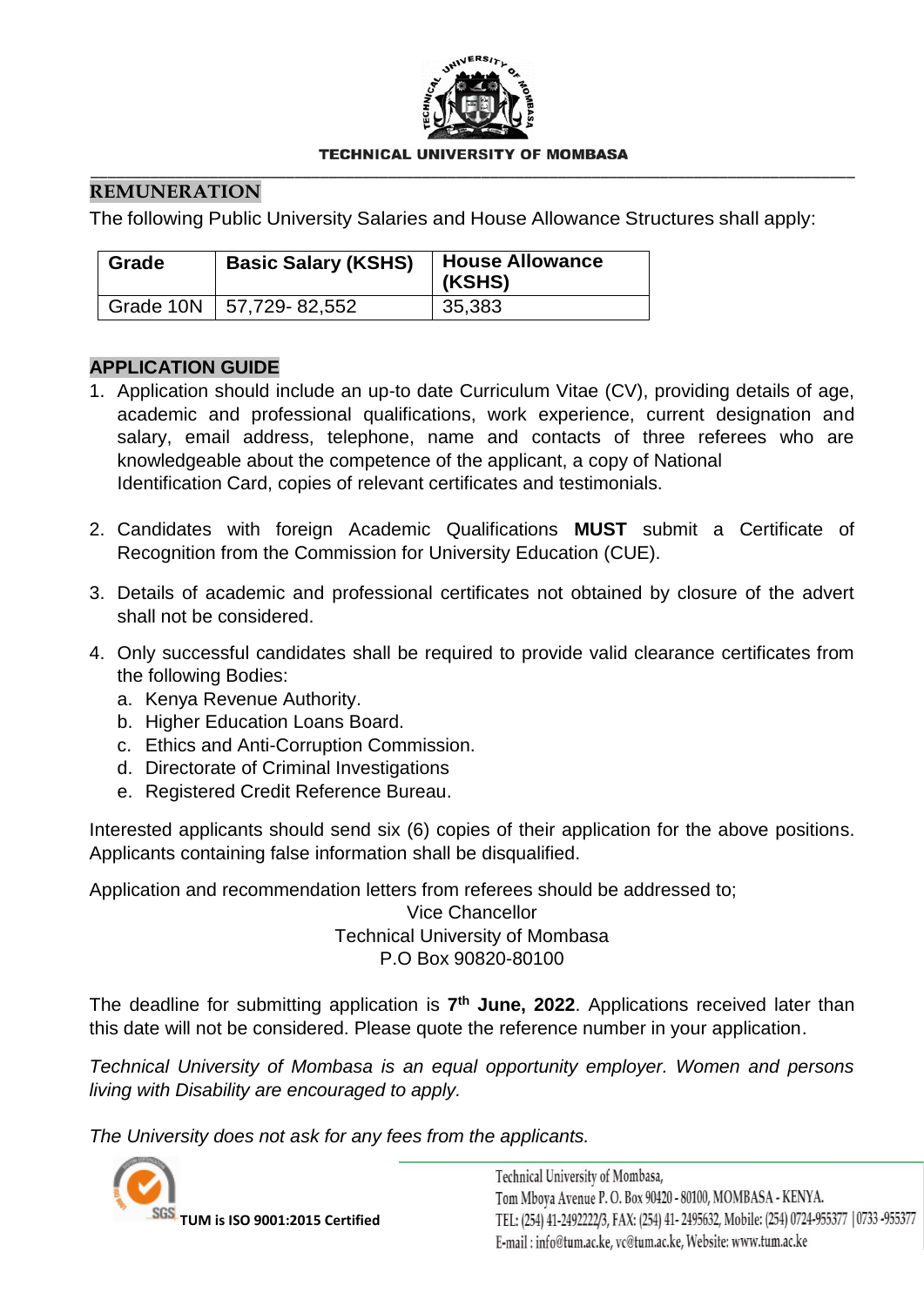## REMUNERATION

The following Public University Salaries and House Allowance Structures shall apply:

| Grade | Basic Salary (KSHS) | House Allowance (KSHS) |
|---|---|---|
| Grade 10N | 57,729- 82,552 | 35,383 |

## APPLICATION GUIDE

1. Application should include an up-to date Curriculum Vitae (CV), providing details of age, academic and professional qualifications, work experience, current designation and salary, email address, telephone, name and contacts of three referees who are knowledgeable about the competence of the applicant, a copy of National Identification Card, copies of relevant certificates and testimonials.

2. Candidates with foreign Academic Qualifications **MUST** submit a Certificate of Recognition from the Commission for University Education (CUE).

3. Details of academic and professional certificates not obtained by closure of the advert shall not be considered.

4. Only successful candidates shall be required to provide valid clearance certificates from the following Bodies:
   a. Kenya Revenue Authority.
   b. Higher Education Loans Board.
   c. Ethics and Anti-Corruption Commission.
   d. Directorate of Criminal Investigations
   e. Registered Credit Reference Bureau.

Interested applicants should send six (6) copies of their application for the above positions. Applicants containing false information shall be disqualified.

Application and recommendation letters from referees should be addressed to;

Vice Chancellor
Technical University of Mombasa
P.O Box 90820-80100

The deadline for submitting application is **7th June, 2022**. Applications received later than this date will not be considered. Please quote the reference number in your application.

*Technical University of Mombasa is an equal opportunity employer. Women and persons living with Disability are encouraged to apply.*

*The University does not ask for any fees from the applicants.*